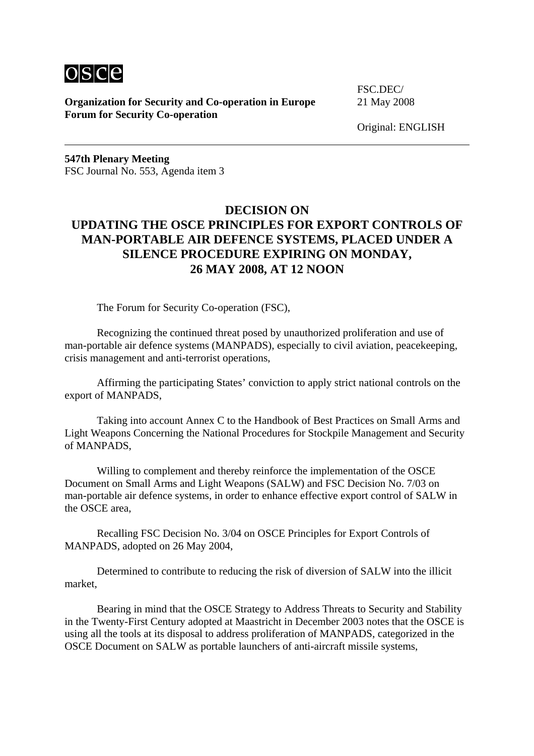**Organization for Security and Co-operation in Europe**
**Forum for Security Co-operation**

FSC.DEC/
21 May 2008

Original: ENGLISH

---

**547th Plenary Meeting**
FSC Journal No. 553, Agenda item 3

# DECISION ON UPDATING THE OSCE PRINCIPLES FOR EXPORT CONTROLS OF MAN-PORTABLE AIR DEFENCE SYSTEMS, PLACED UNDER A SILENCE PROCEDURE EXPIRING ON MONDAY, 26 MAY 2008, AT 12 NOON

The Forum for Security Co-operation (FSC),

Recognizing the continued threat posed by unauthorized proliferation and use of man-portable air defence systems (MANPADS), especially to civil aviation, peacekeeping, crisis management and anti-terrorist operations,

Affirming the participating States' conviction to apply strict national controls on the export of MANPADS,

Taking into account Annex C to the Handbook of Best Practices on Small Arms and Light Weapons Concerning the National Procedures for Stockpile Management and Security of MANPADS,

Willing to complement and thereby reinforce the implementation of the OSCE Document on Small Arms and Light Weapons (SALW) and FSC Decision No. 7/03 on man-portable air defence systems, in order to enhance effective export control of SALW in the OSCE area,

Recalling FSC Decision No. 3/04 on OSCE Principles for Export Controls of MANPADS, adopted on 26 May 2004,

Determined to contribute to reducing the risk of diversion of SALW into the illicit market,

Bearing in mind that the OSCE Strategy to Address Threats to Security and Stability in the Twenty-First Century adopted at Maastricht in December 2003 notes that the OSCE is using all the tools at its disposal to address proliferation of MANPADS, categorized in the OSCE Document on SALW as portable launchers of anti-aircraft missile systems,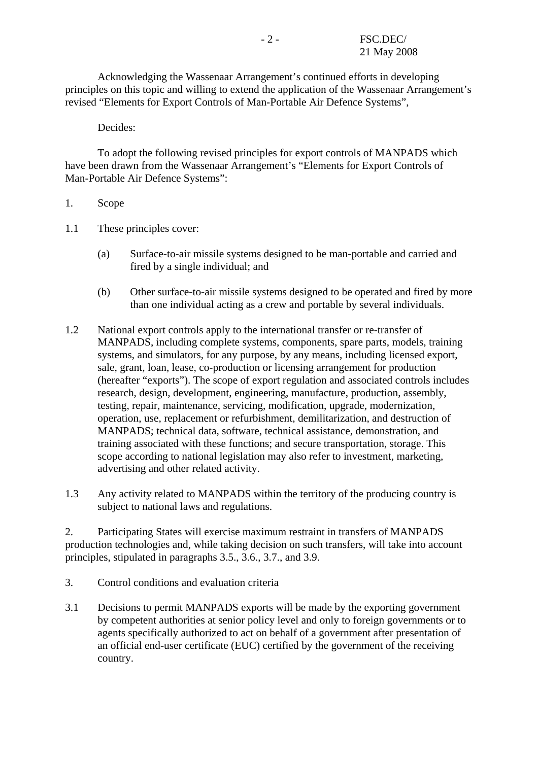Acknowledging the Wassenaar Arrangement's continued efforts in developing principles on this topic and willing to extend the application of the Wassenaar Arrangement's revised "Elements for Export Controls of Man-Portable Air Defence Systems",

Decides:

To adopt the following revised principles for export controls of MANPADS which have been drawn from the Wassenaar Arrangement's "Elements for Export Controls of Man-Portable Air Defence Systems":

1. Scope

1.1 These principles cover:

(a) Surface-to-air missile systems designed to be man-portable and carried and fired by a single individual; and

(b) Other surface-to-air missile systems designed to be operated and fired by more than one individual acting as a crew and portable by several individuals.

1.2 National export controls apply to the international transfer or re-transfer of MANPADS, including complete systems, components, spare parts, models, training systems, and simulators, for any purpose, by any means, including licensed export, sale, grant, loan, lease, co-production or licensing arrangement for production (hereafter "exports"). The scope of export regulation and associated controls includes research, design, development, engineering, manufacture, production, assembly, testing, repair, maintenance, servicing, modification, upgrade, modernization, operation, use, replacement or refurbishment, demilitarization, and destruction of MANPADS; technical data, software, technical assistance, demonstration, and training associated with these functions; and secure transportation, storage. This scope according to national legislation may also refer to investment, marketing, advertising and other related activity.

1.3 Any activity related to MANPADS within the territory of the producing country is subject to national laws and regulations.

2. Participating States will exercise maximum restraint in transfers of MANPADS production technologies and, while taking decision on such transfers, will take into account principles, stipulated in paragraphs 3.5., 3.6., 3.7., and 3.9.

3. Control conditions and evaluation criteria

3.1 Decisions to permit MANPADS exports will be made by the exporting government by competent authorities at senior policy level and only to foreign governments or to agents specifically authorized to act on behalf of a government after presentation of an official end-user certificate (EUC) certified by the government of the receiving country.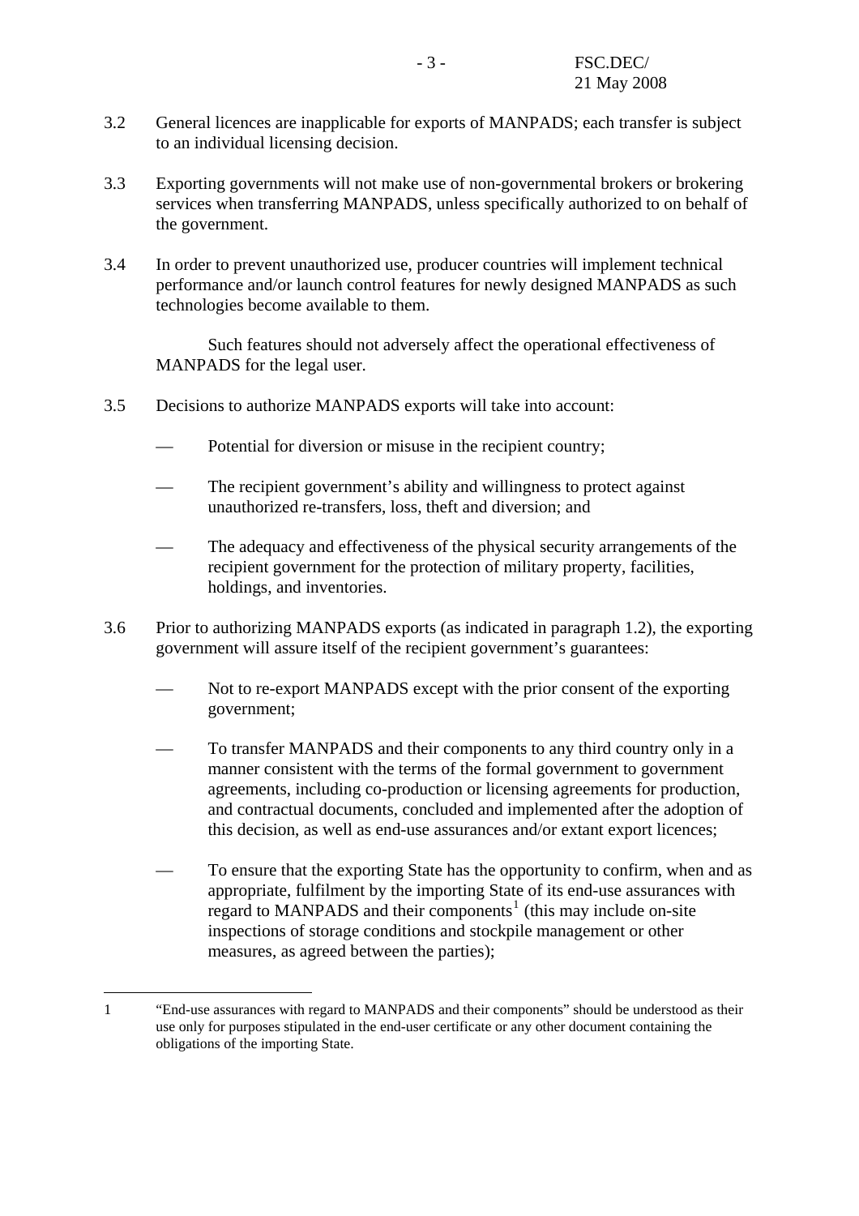3.2 General licences are inapplicable for exports of MANPADS; each transfer is subject to an individual licensing decision.

3.3 Exporting governments will not make use of non-governmental brokers or brokering services when transferring MANPADS, unless specifically authorized to on behalf of the government.

3.4 In order to prevent unauthorized use, producer countries will implement technical performance and/or launch control features for newly designed MANPADS as such technologies become available to them.

Such features should not adversely affect the operational effectiveness of MANPADS for the legal user.

3.5 Decisions to authorize MANPADS exports will take into account:

— Potential for diversion or misuse in the recipient country;

— The recipient government's ability and willingness to protect against unauthorized re-transfers, loss, theft and diversion; and

— The adequacy and effectiveness of the physical security arrangements of the recipient government for the protection of military property, facilities, holdings, and inventories.

3.6 Prior to authorizing MANPADS exports (as indicated in paragraph 1.2), the exporting government will assure itself of the recipient government's guarantees:

— Not to re-export MANPADS except with the prior consent of the exporting government;

— To transfer MANPADS and their components to any third country only in a manner consistent with the terms of the formal government to government agreements, including co-production or licensing agreements for production, and contractual documents, concluded and implemented after the adoption of this decision, as well as end-use assurances and/or extant export licences;

— To ensure that the exporting State has the opportunity to confirm, when and as appropriate, fulfilment by the importing State of its end-use assurances with regard to MANPADS and their components[1] (this may include on-site inspections of storage conditions and stockpile management or other measures, as agreed between the parties);

---

1 "End-use assurances with regard to MANPADS and their components" should be understood as their use only for purposes stipulated in the end-user certificate or any other document containing the obligations of the importing State.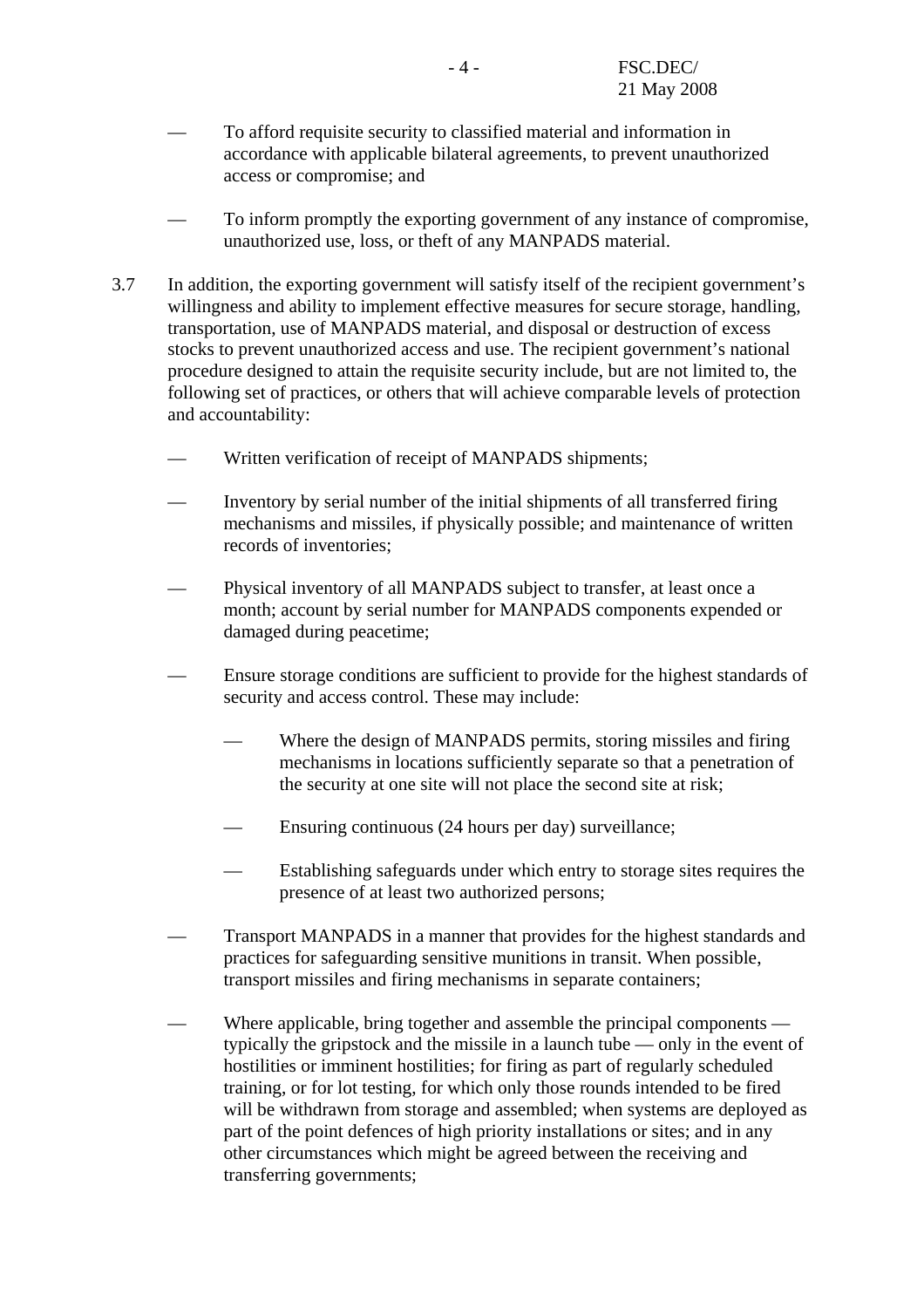- To afford requisite security to classified material and information in accordance with applicable bilateral agreements, to prevent unauthorized access or compromise; and

- To inform promptly the exporting government of any instance of compromise, unauthorized use, loss, or theft of any MANPADS material.

3.7 In addition, the exporting government will satisfy itself of the recipient government's willingness and ability to implement effective measures for secure storage, handling, transportation, use of MANPADS material, and disposal or destruction of excess stocks to prevent unauthorized access and use. The recipient government's national procedure designed to attain the requisite security include, but are not limited to, the following set of practices, or others that will achieve comparable levels of protection and accountability:

- Written verification of receipt of MANPADS shipments;

- Inventory by serial number of the initial shipments of all transferred firing mechanisms and missiles, if physically possible; and maintenance of written records of inventories;

- Physical inventory of all MANPADS subject to transfer, at least once a month; account by serial number for MANPADS components expended or damaged during peacetime;

- Ensure storage conditions are sufficient to provide for the highest standards of security and access control. These may include:

  - Where the design of MANPADS permits, storing missiles and firing mechanisms in locations sufficiently separate so that a penetration of the security at one site will not place the second site at risk;

  - Ensuring continuous (24 hours per day) surveillance;

  - Establishing safeguards under which entry to storage sites requires the presence of at least two authorized persons;

- Transport MANPADS in a manner that provides for the highest standards and practices for safeguarding sensitive munitions in transit. When possible, transport missiles and firing mechanisms in separate containers;

- Where applicable, bring together and assemble the principal components — typically the gripstock and the missile in a launch tube — only in the event of hostilities or imminent hostilities; for firing as part of regularly scheduled training, or for lot testing, for which only those rounds intended to be fired will be withdrawn from storage and assembled; when systems are deployed as part of the point defences of high priority installations or sites; and in any other circumstances which might be agreed between the receiving and transferring governments;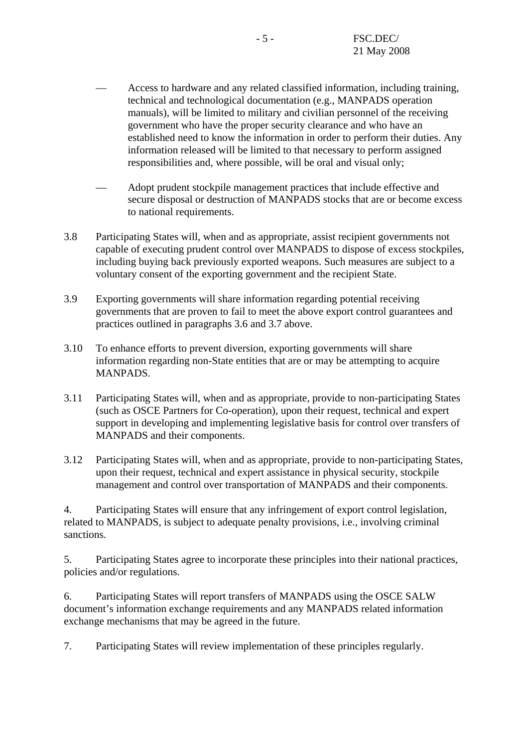- Access to hardware and any related classified information, including training, technical and technological documentation (e.g., MANPADS operation manuals), will be limited to military and civilian personnel of the receiving government who have the proper security clearance and who have an established need to know the information in order to perform their duties. Any information released will be limited to that necessary to perform assigned responsibilities and, where possible, will be oral and visual only;

- Adopt prudent stockpile management practices that include effective and secure disposal or destruction of MANPADS stocks that are or become excess to national requirements.

3.8 Participating States will, when and as appropriate, assist recipient governments not capable of executing prudent control over MANPADS to dispose of excess stockpiles, including buying back previously exported weapons. Such measures are subject to a voluntary consent of the exporting government and the recipient State.

3.9 Exporting governments will share information regarding potential receiving governments that are proven to fail to meet the above export control guarantees and practices outlined in paragraphs 3.6 and 3.7 above.

3.10 To enhance efforts to prevent diversion, exporting governments will share information regarding non-State entities that are or may be attempting to acquire MANPADS.

3.11 Participating States will, when and as appropriate, provide to non-participating States (such as OSCE Partners for Co-operation), upon their request, technical and expert support in developing and implementing legislative basis for control over transfers of MANPADS and their components.

3.12 Participating States will, when and as appropriate, provide to non-participating States, upon their request, technical and expert assistance in physical security, stockpile management and control over transportation of MANPADS and their components.

4. Participating States will ensure that any infringement of export control legislation, related to MANPADS, is subject to adequate penalty provisions, i.e., involving criminal sanctions.

5. Participating States agree to incorporate these principles into their national practices, policies and/or regulations.

6. Participating States will report transfers of MANPADS using the OSCE SALW document's information exchange requirements and any MANPADS related information exchange mechanisms that may be agreed in the future.

7. Participating States will review implementation of these principles regularly.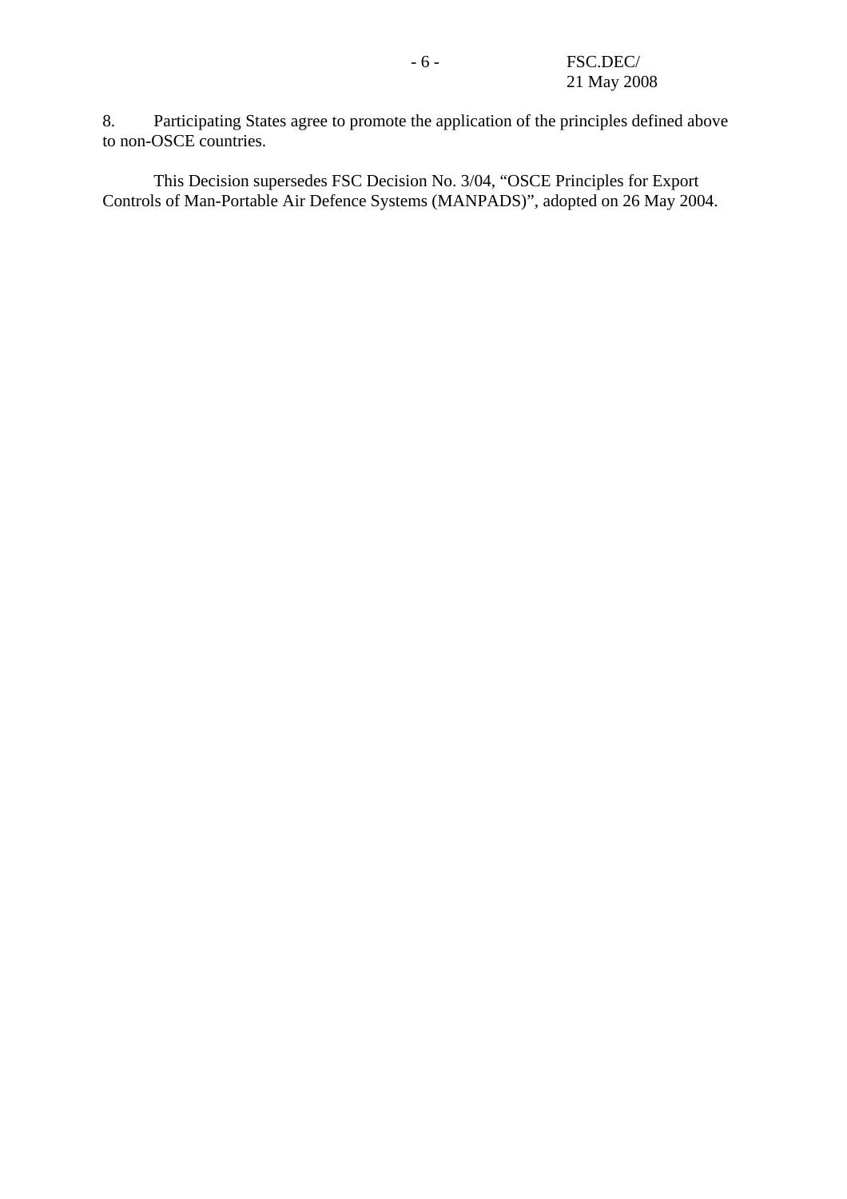8. Participating States agree to promote the application of the principles defined above to non-OSCE countries.

This Decision supersedes FSC Decision No. 3/04, “OSCE Principles for Export Controls of Man-Portable Air Defence Systems (MANPADS)”, adopted on 26 May 2004.